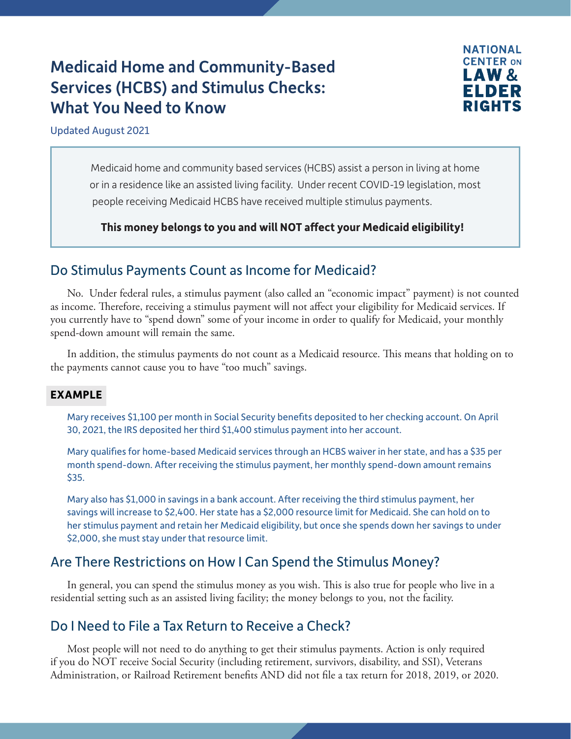# Medicaid Home and Community-Based Services (HCBS) and Stimulus Checks: What You Need to Know

NATIONAL CENTER ON LAW & ELDER RIGHTS

Updated August 2021

> Medicaid home and community based services (HCBS) assist a person in living at home or in a residence like an assisted living facility. Under recent COVID-19 legislation, most people receiving Medicaid HCBS have received multiple stimulus payments.
>
> **This money belongs to you and will NOT affect your Medicaid eligibility!**

## Do Stimulus Payments Count as Income for Medicaid?

No. Under federal rules, a stimulus payment (also called an "economic impact" payment) is not counted as income. Therefore, receiving a stimulus payment will not affect your eligibility for Medicaid services. If you currently have to "spend down" some of your income in order to qualify for Medicaid, your monthly spend-down amount will remain the same.

In addition, the stimulus payments do not count as a Medicaid resource. This means that holding on to the payments cannot cause you to have "too much" savings.

**EXAMPLE**

Mary receives $1,100 per month in Social Security benefits deposited to her checking account. On April 30, 2021, the IRS deposited her third $1,400 stimulus payment into her account.

Mary qualifies for home-based Medicaid services through an HCBS waiver in her state, and has a $35 per month spend-down. After receiving the stimulus payment, her monthly spend-down amount remains $35.

Mary also has $1,000 in savings in a bank account. After receiving the third stimulus payment, her savings will increase to $2,400. Her state has a $2,000 resource limit for Medicaid. She can hold on to her stimulus payment and retain her Medicaid eligibility, but once she spends down her savings to under $2,000, she must stay under that resource limit.

## Are There Restrictions on How I Can Spend the Stimulus Money?

In general, you can spend the stimulus money as you wish. This is also true for people who live in a residential setting such as an assisted living facility; the money belongs to you, not the facility.

## Do I Need to File a Tax Return to Receive a Check?

Most people will not need to do anything to get their stimulus payments. Action is only required if you do NOT receive Social Security (including retirement, survivors, disability, and SSI), Veterans Administration, or Railroad Retirement benefits AND did not file a tax return for 2018, 2019, or 2020.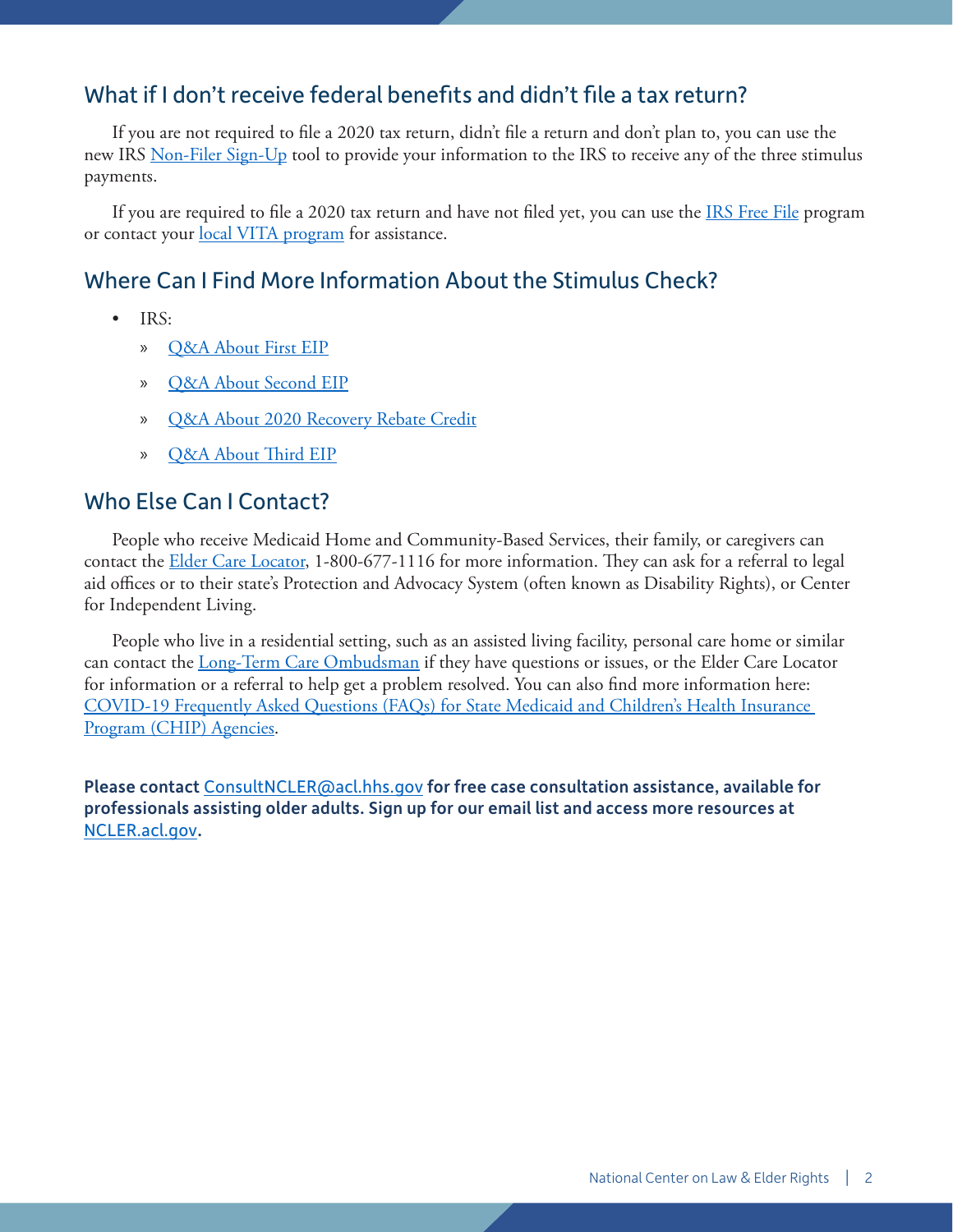## What if I don't receive federal benefits and didn't file a tax return?

If you are not required to file a 2020 tax return, didn't file a return and don't plan to, you can use the new IRS Non-Filer Sign-Up tool to provide your information to the IRS to receive any of the three stimulus payments.

If you are required to file a 2020 tax return and have not filed yet, you can use the IRS Free File program or contact your local VITA program for assistance.

## Where Can I Find More Information About the Stimulus Check?

- IRS:
  - Q&A About First EIP
  - Q&A About Second EIP
  - Q&A About 2020 Recovery Rebate Credit
  - Q&A About Third EIP

## Who Else Can I Contact?

People who receive Medicaid Home and Community-Based Services, their family, or caregivers can contact the Elder Care Locator, 1-800-677-1116 for more information. They can ask for a referral to legal aid offices or to their state's Protection and Advocacy System (often known as Disability Rights), or Center for Independent Living.

People who live in a residential setting, such as an assisted living facility, personal care home or similar can contact the Long-Term Care Ombudsman if they have questions or issues, or the Elder Care Locator for information or a referral to help get a problem resolved. You can also find more information here: COVID-19 Frequently Asked Questions (FAQs) for State Medicaid and Children's Health Insurance Program (CHIP) Agencies.

**Please contact ConsultNCLER@acl.hhs.gov for free case consultation assistance, available for professionals assisting older adults. Sign up for our email list and access more resources at NCLER.acl.gov.**